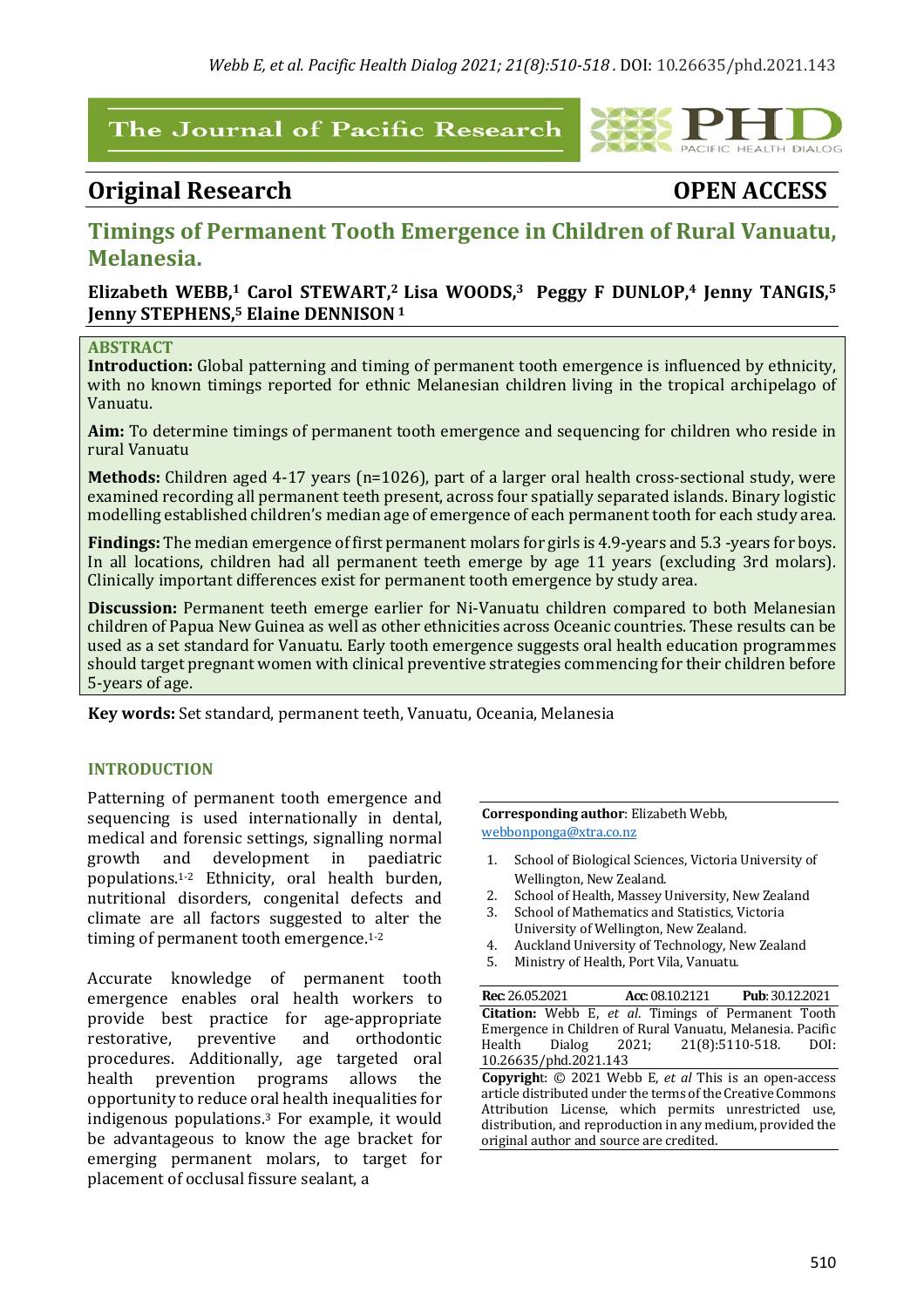## Original Research

**OPEN ACCESS**

# Timings of Permanent Tooth Emergence in Children of Rural Vanuatu, Melanesia.

**Elizabeth WEBB,[1] Carol STEWART,[2] Lisa WOODS,[3] Peggy F DUNLOP,[4] Jenny TANGIS,[5] Jenny STEPHENS,[5] Elaine DENNISON [1]**

### ABSTRACT

**Introduction:** Global patterning and timing of permanent tooth emergence is influenced by ethnicity, with no known timings reported for ethnic Melanesian children living in the tropical archipelago of Vanuatu.

**Aim:** To determine timings of permanent tooth emergence and sequencing for children who reside in rural Vanuatu

**Methods:** Children aged 4-17 years (n=1026), part of a larger oral health cross-sectional study, were examined recording all permanent teeth present, across four spatially separated islands. Binary logistic modelling established children's median age of emergence of each permanent tooth for each study area.

**Findings:** The median emergence of first permanent molars for girls is 4.9-years and 5.3 -years for boys. In all locations, children had all permanent teeth emerge by age 11 years (excluding 3rd molars). Clinically important differences exist for permanent tooth emergence by study area.

**Discussion:** Permanent teeth emerge earlier for Ni-Vanuatu children compared to both Melanesian children of Papua New Guinea as well as other ethnicities across Oceanic countries. These results can be used as a set standard for Vanuatu. Early tooth emergence suggests oral health education programmes should target pregnant women with clinical preventive strategies commencing for their children before 5-years of age.

**Key words:** Set standard, permanent teeth, Vanuatu, Oceania, Melanesia

### INTRODUCTION

Patterning of permanent tooth emergence and sequencing is used internationally in dental, medical and forensic settings, signalling normal growth and development in paediatric populations.[1-2] Ethnicity, oral health burden, nutritional disorders, congenital defects and climate are all factors suggested to alter the timing of permanent tooth emergence.[1-2]

Accurate knowledge of permanent tooth emergence enables oral health workers to provide best practice for age-appropriate restorative, preventive and orthodontic procedures. Additionally, age targeted oral health prevention programs allows the opportunity to reduce oral health inequalities for indigenous populations.[3] For example, it would be advantageous to know the age bracket for emerging permanent molars, to target for placement of occlusal fissure sealant, a

**Corresponding author**: Elizabeth Webb, webbonponga@xtra.co.nz

1. School of Biological Sciences, Victoria University of Wellington, New Zealand.
2. School of Health, Massey University, New Zealand
3. School of Mathematics and Statistics, Victoria University of Wellington, New Zealand.
4. Auckland University of Technology, New Zealand
5. Ministry of Health, Port Vila, Vanuatu.

**Rec**: 26.05.2021 **Acc**: 08.10.2121 **Pub**: 30.12.2021

**Citation:** Webb E, *et al*. Timings of Permanent Tooth Emergence in Children of Rural Vanuatu, Melanesia. Pacific Health Dialog 2021; 21(8):5110-518. DOI: 10.26635/phd.2021.143

**Copyright**: © 2021 Webb E, *et al* This is an open-access article distributed under the terms of the Creative Commons Attribution License, which permits unrestricted use, distribution, and reproduction in any medium, provided the original author and source are credited.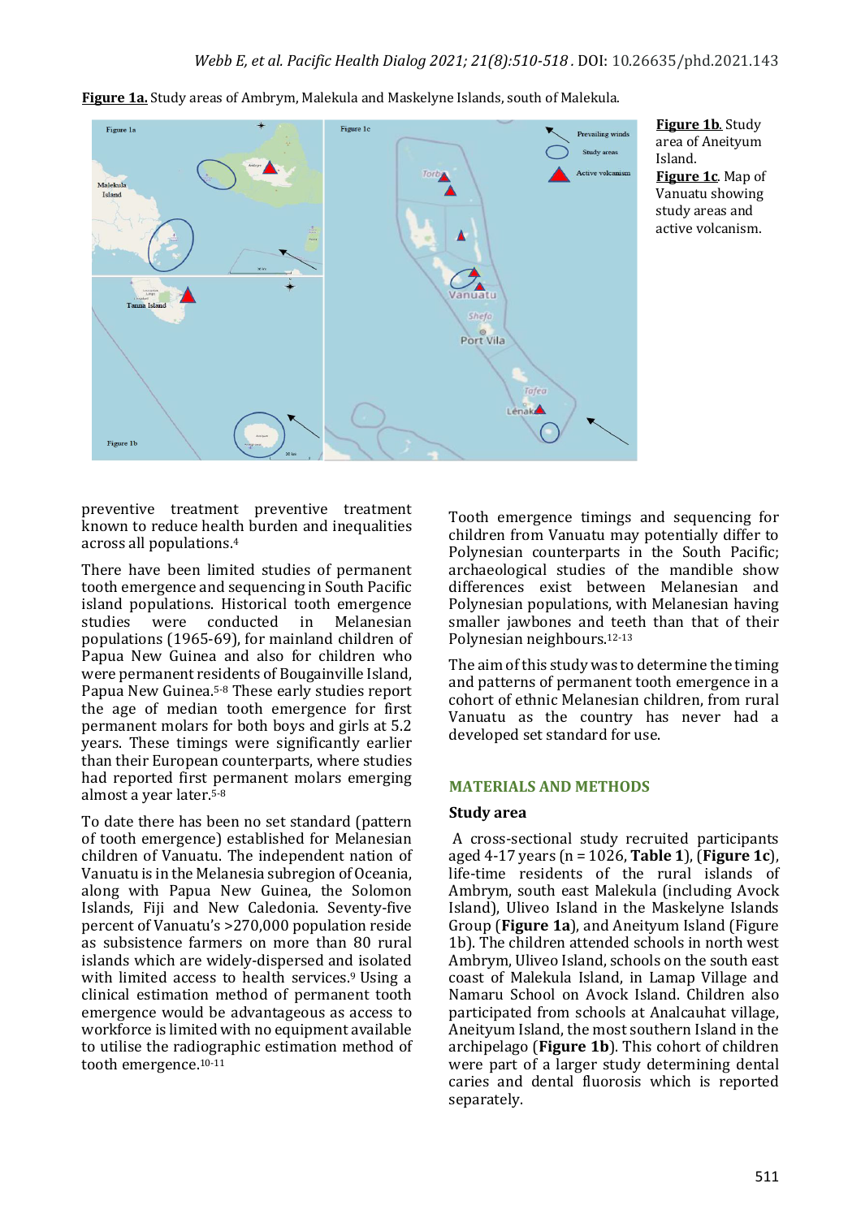**Figure 1a.** Study areas of Ambrym, Malekula and Maskelyne Islands, south of Malekula.

**Figure 1b**. Study area of Aneityum Island.

**Figure 1c**. Map of Vanuatu showing study areas and active volcanism.

preventive treatment preventive treatment known to reduce health burden and inequalities across all populations.[4]

There have been limited studies of permanent tooth emergence and sequencing in South Pacific island populations. Historical tooth emergence studies were conducted in Melanesian populations (1965-69), for mainland children of Papua New Guinea and also for children who were permanent residents of Bougainville Island, Papua New Guinea.[5-8] These early studies report the age of median tooth emergence for first permanent molars for both boys and girls at 5.2 years. These timings were significantly earlier than their European counterparts, where studies had reported first permanent molars emerging almost a year later.[5-8]

To date there has been no set standard (pattern of tooth emergence) established for Melanesian children of Vanuatu. The independent nation of Vanuatu is in the Melanesia subregion of Oceania, along with Papua New Guinea, the Solomon Islands, Fiji and New Caledonia. Seventy-five percent of Vanuatu's >270,000 population reside as subsistence farmers on more than 80 rural islands which are widely-dispersed and isolated with limited access to health services.[9] Using a clinical estimation method of permanent tooth emergence would be advantageous as access to workforce is limited with no equipment available to utilise the radiographic estimation method of tooth emergence.[10-11]

Tooth emergence timings and sequencing for children from Vanuatu may potentially differ to Polynesian counterparts in the South Pacific; archaeological studies of the mandible show differences exist between Melanesian and Polynesian populations, with Melanesian having smaller jawbones and teeth than that of their Polynesian neighbours.[12-13]

The aim of this study was to determine the timing and patterns of permanent tooth emergence in a cohort of ethnic Melanesian children, from rural Vanuatu as the country has never had a developed set standard for use.

## MATERIALS AND METHODS

### Study area

A cross-sectional study recruited participants aged 4-17 years (n = 1026, **Table 1**), (**Figure 1c**), life-time residents of the rural islands of Ambrym, south east Malekula (including Avock Island), Uliveo Island in the Maskelyne Islands Group (**Figure 1a**), and Aneityum Island (Figure 1b). The children attended schools in north west Ambrym, Uliveo Island, schools on the south east coast of Malekula Island, in Lamap Village and Namaru School on Avock Island. Children also participated from schools at Analcauhat village, Aneityum Island, the most southern Island in the archipelago (**Figure 1b**). This cohort of children were part of a larger study determining dental caries and dental fluorosis which is reported separately.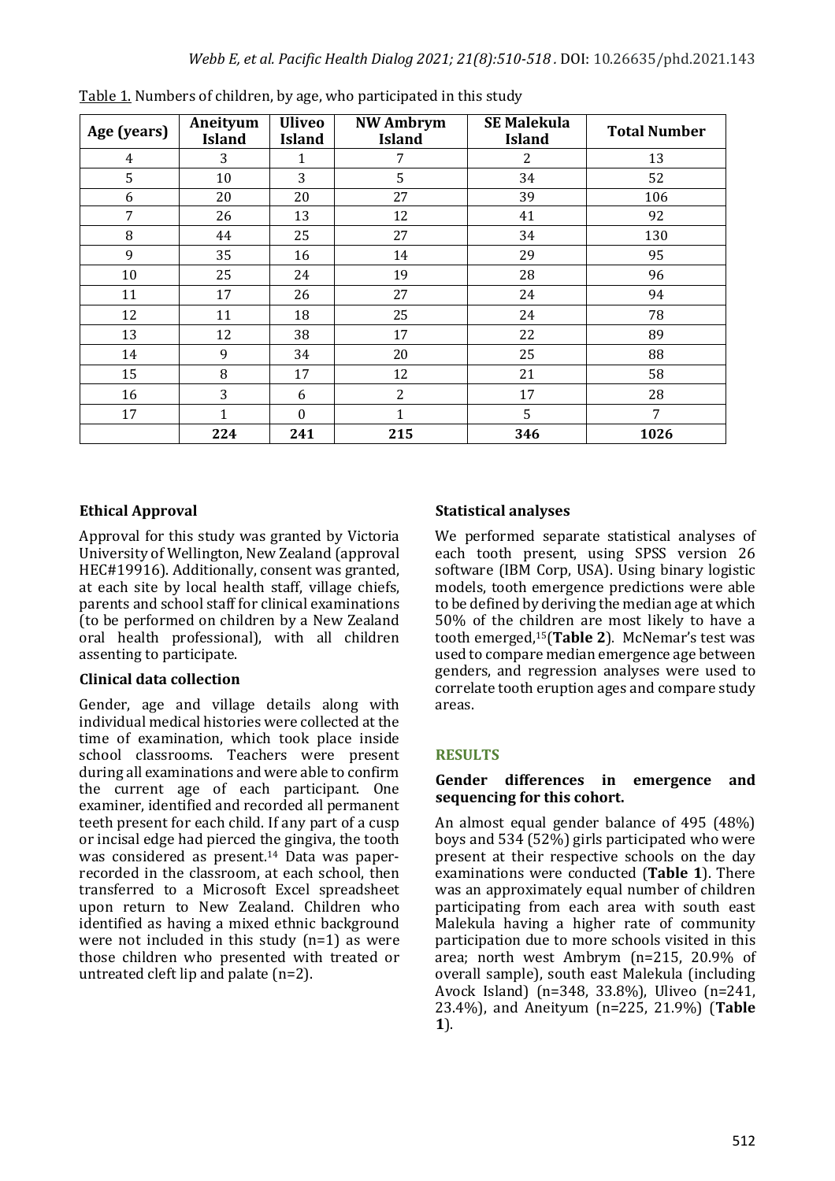Table 1. Numbers of children, by age, who participated in this study

| Age (years) | Aneityum Island | Uliveo Island | NW Ambrym Island | SE Malekula Island | Total Number |
|---|---|---|---|---|---|
| 4 | 3 | 1 | 7 | 2 | 13 |
| 5 | 10 | 3 | 5 | 34 | 52 |
| 6 | 20 | 20 | 27 | 39 | 106 |
| 7 | 26 | 13 | 12 | 41 | 92 |
| 8 | 44 | 25 | 27 | 34 | 130 |
| 9 | 35 | 16 | 14 | 29 | 95 |
| 10 | 25 | 24 | 19 | 28 | 96 |
| 11 | 17 | 26 | 27 | 24 | 94 |
| 12 | 11 | 18 | 25 | 24 | 78 |
| 13 | 12 | 38 | 17 | 22 | 89 |
| 14 | 9 | 34 | 20 | 25 | 88 |
| 15 | 8 | 17 | 12 | 21 | 58 |
| 16 | 3 | 6 | 2 | 17 | 28 |
| 17 | 1 | 0 | 1 | 5 | 7 |
| | **224** | **241** | **215** | **346** | **1026** |

### Ethical Approval

Approval for this study was granted by Victoria University of Wellington, New Zealand (approval HEC#19916). Additionally, consent was granted, at each site by local health staff, village chiefs, parents and school staff for clinical examinations (to be performed on children by a New Zealand oral health professional), with all children assenting to participate.

### Clinical data collection

Gender, age and village details along with individual medical histories were collected at the time of examination, which took place inside school classrooms. Teachers were present during all examinations and were able to confirm the current age of each participant. One examiner, identified and recorded all permanent teeth present for each child. If any part of a cusp or incisal edge had pierced the gingiva, the tooth was considered as present.[14] Data was paper-recorded in the classroom, at each school, then transferred to a Microsoft Excel spreadsheet upon return to New Zealand. Children who identified as having a mixed ethnic background were not included in this study (n=1) as were those children who presented with treated or untreated cleft lip and palate (n=2).

### Statistical analyses

We performed separate statistical analyses of each tooth present, using SPSS version 26 software (IBM Corp, USA). Using binary logistic models, tooth emergence predictions were able to be defined by deriving the median age at which 50% of the children are most likely to have a tooth emerged,[15](**Table 2**). McNemar's test was used to compare median emergence age between genders, and regression analyses were used to correlate tooth eruption ages and compare study areas.

## RESULTS

### Gender differences in emergence and sequencing for this cohort.

An almost equal gender balance of 495 (48%) boys and 534 (52%) girls participated who were present at their respective schools on the day examinations were conducted (**Table 1**). There was an approximately equal number of children participating from each area with south east Malekula having a higher rate of community participation due to more schools visited in this area; north west Ambrym (n=215, 20.9% of overall sample), south east Malekula (including Avock Island) (n=348, 33.8%), Uliveo (n=241, 23.4%), and Aneityum (n=225, 21.9%) (**Table 1**).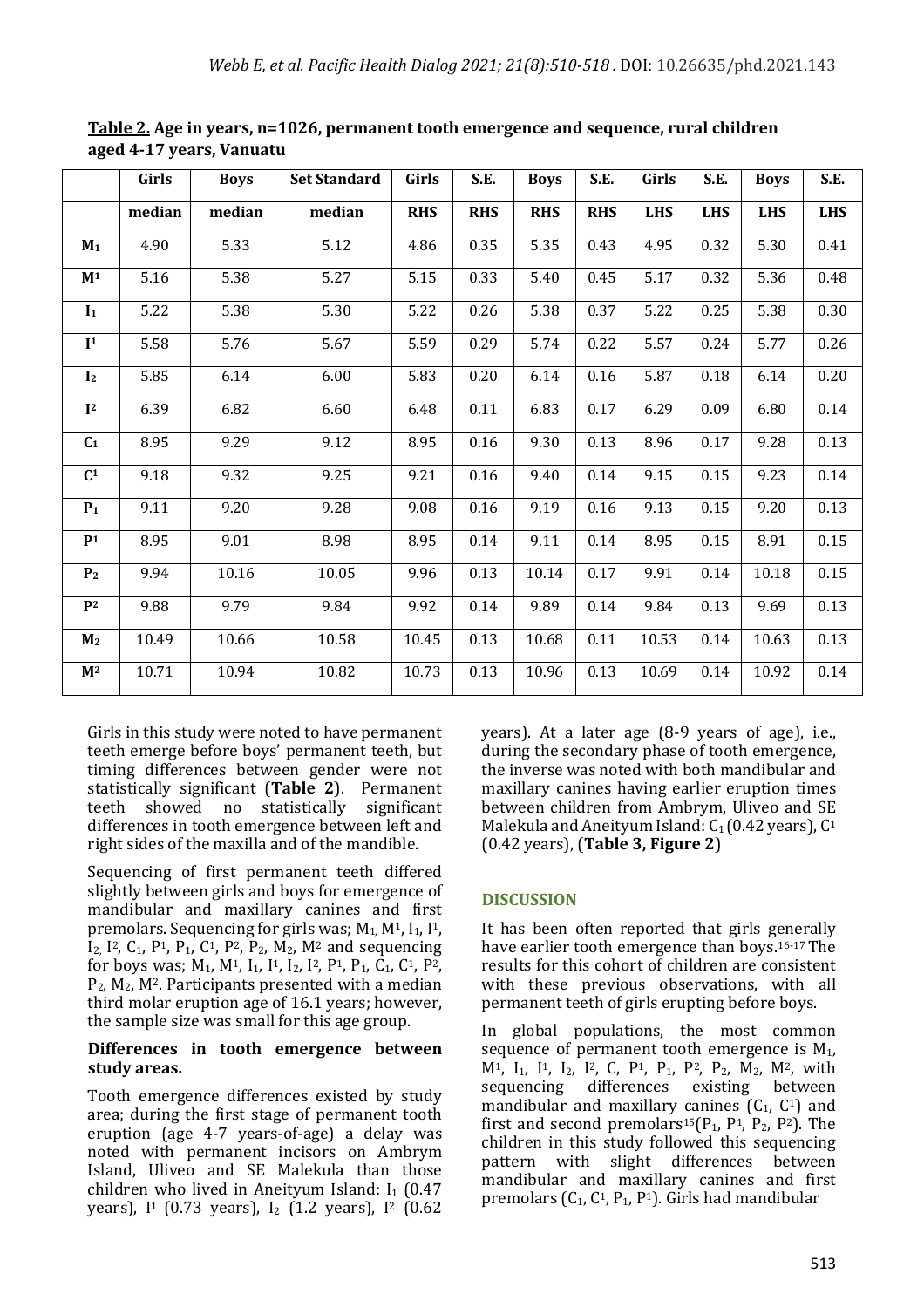**Table 2.** **Age in years, n=1026, permanent tooth emergence and sequence, rural children aged 4-17 years, Vanuatu**

| | Girls | Boys | Set Standard | Girls | S.E. | Boys | S.E. | Girls | S.E. | Boys | S.E. |
|---|---|---|---|---|---|---|---|---|---|---|---|
| | median | median | median | RHS | RHS | RHS | RHS | LHS | LHS | LHS | LHS |
| $M_1$ | 4.90 | 5.33 | 5.12 | 4.86 | 0.35 | 5.35 | 0.43 | 4.95 | 0.32 | 5.30 | 0.41 |
| $M^1$ | 5.16 | 5.38 | 5.27 | 5.15 | 0.33 | 5.40 | 0.45 | 5.17 | 0.32 | 5.36 | 0.48 |
| $I_1$ | 5.22 | 5.38 | 5.30 | 5.22 | 0.26 | 5.38 | 0.37 | 5.22 | 0.25 | 5.38 | 0.30 |
| $I^1$ | 5.58 | 5.76 | 5.67 | 5.59 | 0.29 | 5.74 | 0.22 | 5.57 | 0.24 | 5.77 | 0.26 |
| $I_2$ | 5.85 | 6.14 | 6.00 | 5.83 | 0.20 | 6.14 | 0.16 | 5.87 | 0.18 | 6.14 | 0.20 |
| $I^2$ | 6.39 | 6.82 | 6.60 | 6.48 | 0.11 | 6.83 | 0.17 | 6.29 | 0.09 | 6.80 | 0.14 |
| $C_1$ | 8.95 | 9.29 | 9.12 | 8.95 | 0.16 | 9.30 | 0.13 | 8.96 | 0.17 | 9.28 | 0.13 |
| $C^1$ | 9.18 | 9.32 | 9.25 | 9.21 | 0.16 | 9.40 | 0.14 | 9.15 | 0.15 | 9.23 | 0.14 |
| $P_1$ | 9.11 | 9.20 | 9.28 | 9.08 | 0.16 | 9.19 | 0.16 | 9.13 | 0.15 | 9.20 | 0.13 |
| $P^1$ | 8.95 | 9.01 | 8.98 | 8.95 | 0.14 | 9.11 | 0.14 | 8.95 | 0.15 | 8.91 | 0.15 |
| $P_2$ | 9.94 | 10.16 | 10.05 | 9.96 | 0.13 | 10.14 | 0.17 | 9.91 | 0.14 | 10.18 | 0.15 |
| $P^2$ | 9.88 | 9.79 | 9.84 | 9.92 | 0.14 | 9.89 | 0.14 | 9.84 | 0.13 | 9.69 | 0.13 |
| $M_2$ | 10.49 | 10.66 | 10.58 | 10.45 | 0.13 | 10.68 | 0.11 | 10.53 | 0.14 | 10.63 | 0.13 |
| $M^2$ | 10.71 | 10.94 | 10.82 | 10.73 | 0.13 | 10.96 | 0.13 | 10.69 | 0.14 | 10.92 | 0.14 |

Girls in this study were noted to have permanent teeth emerge before boys' permanent teeth, but timing differences between gender were not statistically significant (**Table 2**). Permanent teeth showed no statistically significant differences in tooth emergence between left and right sides of the maxilla and of the mandible.

Sequencing of first permanent teeth differed slightly between girls and boys for emergence of mandibular and maxillary canines and first premolars. Sequencing for girls was; $M_1$, $M^1$, $I_1$, $I^1$, $I_2$, $I^2$, $C_1$, $P^1$, $P_1$, $C^1$, $P^2$, $P_2$, $M_2$, $M^2$ and sequencing for boys was; $M_1$, $M^1$, $I_1$, $I^1$, $I_2$, $I^2$, $P^1$, $P_1$, $C_1$, $C^1$, $P^2$, $P_2$, $M_2$, $M^2$. Participants presented with a median third molar eruption age of 16.1 years; however, the sample size was small for this age group.

### Differences in tooth emergence between study areas.

Tooth emergence differences existed by study area; during the first stage of permanent tooth eruption (age 4-7 years-of-age) a delay was noted with permanent incisors on Ambrym Island, Uliveo and SE Malekula than those children who lived in Aneityum Island: $I_1$ (0.47 years), $I^1$ (0.73 years), $I_2$ (1.2 years), $I^2$ (0.62 years). At a later age (8-9 years of age), i.e., during the secondary phase of tooth emergence, the inverse was noted with both mandibular and maxillary canines having earlier eruption times between children from Ambrym, Uliveo and SE Malekula and Aneityum Island: $C_1$ (0.42 years), $C^1$ (0.42 years), (**Table 3, Figure 2**)

## DISCUSSION

It has been often reported that girls generally have earlier tooth emergence than boys.[16-17] The results for this cohort of children are consistent with these previous observations, with all permanent teeth of girls erupting before boys.

In global populations, the most common sequence of permanent tooth emergence is $M_1$, $M^1$, $I_1$, $I^1$, $I_2$, $I^2$, C, $P^1$, $P_1$, $P^2$, $P_2$, $M_2$, $M^2$, with sequencing differences existing between mandibular and maxillary canines ($C_1$, $C^1$) and first and second premolars[15]($P_1$, $P^1$, $P_2$, $P^2$). The children in this study followed this sequencing pattern with slight differences between mandibular and maxillary canines and first premolars ($C_1$, $C^1$, $P_1$, $P^1$). Girls had mandibular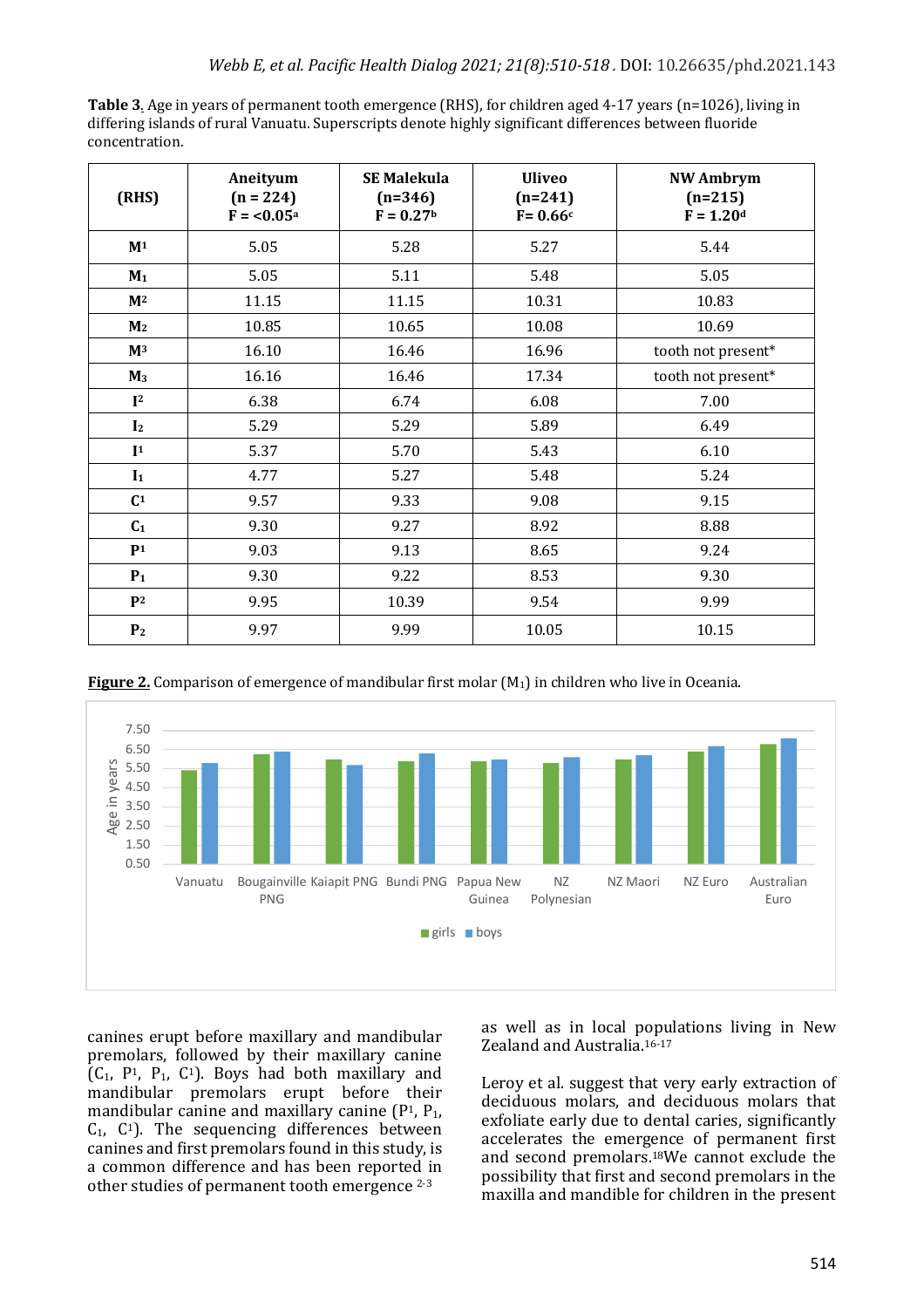**Table 3.** Age in years of permanent tooth emergence (RHS), for children aged 4-17 years (n=1026), living in differing islands of rural Vanuatu. Superscripts denote highly significant differences between fluoride concentration.

| (RHS) | Aneityum (n = 224) F = <0.05[a] | SE Malekula (n=346) F = 0.27[b] | Uliveo (n=241) F= 0.66[c] | NW Ambrym (n=215) F = 1.20[d] |
|---|---|---|---|---|
| $M^1$ | 5.05 | 5.28 | 5.27 | 5.44 |
| $M_1$ | 5.05 | 5.11 | 5.48 | 5.05 |
| $M^2$ | 11.15 | 11.15 | 10.31 | 10.83 |
| $M_2$ | 10.85 | 10.65 | 10.08 | 10.69 |
| $M^3$ | 16.10 | 16.46 | 16.96 | tooth not present* |
| $M_3$ | 16.16 | 16.46 | 17.34 | tooth not present* |
| $I^2$ | 6.38 | 6.74 | 6.08 | 7.00 |
| $I_2$ | 5.29 | 5.29 | 5.89 | 6.49 |
| $I^1$ | 5.37 | 5.70 | 5.43 | 6.10 |
| $I_1$ | 4.77 | 5.27 | 5.48 | 5.24 |
| $C^1$ | 9.57 | 9.33 | 9.08 | 9.15 |
| $C_1$ | 9.30 | 9.27 | 8.92 | 8.88 |
| $P^1$ | 9.03 | 9.13 | 8.65 | 9.24 |
| $P_1$ | 9.30 | 9.22 | 8.53 | 9.30 |
| $P^2$ | 9.95 | 10.39 | 9.54 | 9.99 |
| $P_2$ | 9.97 | 9.99 | 10.05 | 10.15 |

**Figure 2.** Comparison of emergence of mandibular first molar ($M_1$) in children who live in Oceania.

canines erupt before maxillary and mandibular premolars, followed by their maxillary canine ($C_1$, $P^1$, $P_1$, $C^1$). Boys had both maxillary and mandibular premolars erupt before their mandibular canine and maxillary canine ($P^1$, $P_1$, $C_1$, $C^1$). The sequencing differences between canines and first premolars found in this study, is a common difference and has been reported in other studies of permanent tooth emergence [2-3] as well as in local populations living in New Zealand and Australia.[16-17]

Leroy et al. suggest that very early extraction of deciduous molars, and deciduous molars that exfoliate early due to dental caries, significantly accelerates the emergence of permanent first and second premolars.[18] We cannot exclude the possibility that first and second premolars in the maxilla and mandible for children in the present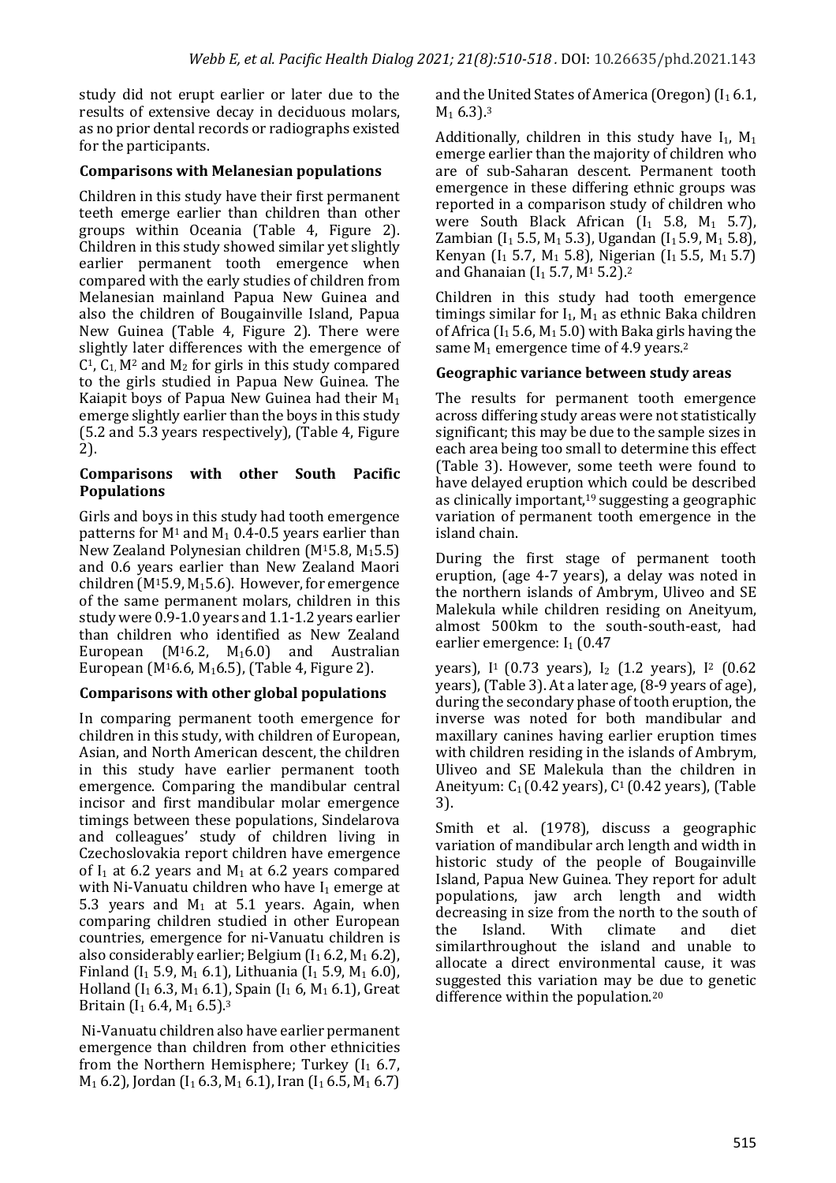study did not erupt earlier or later due to the results of extensive decay in deciduous molars, as no prior dental records or radiographs existed for the participants.

**Comparisons with Melanesian populations**

Children in this study have their first permanent teeth emerge earlier than children than other groups within Oceania (Table 4, Figure 2). Children in this study showed similar yet slightly earlier permanent tooth emergence when compared with the early studies of children from Melanesian mainland Papua New Guinea and also the children of Bougainville Island, Papua New Guinea (Table 4, Figure 2). There were slightly later differences with the emergence of $C^1$, $C_1$, $M^2$ and $M_2$ for girls in this study compared to the girls studied in Papua New Guinea. The Kaiapit boys of Papua New Guinea had their $M_1$ emerge slightly earlier than the boys in this study (5.2 and 5.3 years respectively), (Table 4, Figure 2).

**Comparisons with other South Pacific Populations**

Girls and boys in this study had tooth emergence patterns for $M^1$ and $M_1$ 0.4-0.5 years earlier than New Zealand Polynesian children ($M^1$5.8, $M_1$5.5) and 0.6 years earlier than New Zealand Maori children ($M^1$5.9, $M_1$5.6). However, for emergence of the same permanent molars, children in this study were 0.9-1.0 years and 1.1-1.2 years earlier than children who identified as New Zealand European ($M^1$6.2, $M_1$6.0) and Australian European ($M^1$6.6, $M_1$6.5), (Table 4, Figure 2).

**Comparisons with other global populations**

In comparing permanent tooth emergence for children in this study, with children of European, Asian, and North American descent, the children in this study have earlier permanent tooth emergence. Comparing the mandibular central incisor and first mandibular molar emergence timings between these populations, Sindelarova and colleagues' study of children living in Czechoslovakia report children have emergence of $I_1$ at 6.2 years and $M_1$ at 6.2 years compared with Ni-Vanuatu children who have $I_1$ emerge at 5.3 years and $M_1$ at 5.1 years. Again, when comparing children studied in other European countries, emergence for ni-Vanuatu children is also considerably earlier; Belgium ($I_1$ 6.2, $M_1$ 6.2), Finland ($I_1$ 5.9, $M_1$ 6.1), Lithuania ($I_1$ 5.9, $M_1$ 6.0), Holland ($I_1$ 6.3, $M_1$ 6.1), Spain ($I_1$ 6, $M_1$ 6.1), Great Britain ($I_1$ 6.4, $M_1$ 6.5).[3]

Ni-Vanuatu children also have earlier permanent emergence than children from other ethnicities from the Northern Hemisphere; Turkey ($I_1$ 6.7, $M_1$ 6.2), Jordan ($I_1$ 6.3, $M_1$ 6.1), Iran ($I_1$ 6.5, $M_1$ 6.7) and the United States of America (Oregon) ($I_1$ 6.1, $M_1$ 6.3).[3]

Additionally, children in this study have $I_1$, $M_1$ emerge earlier than the majority of children who are of sub-Saharan descent. Permanent tooth emergence in these differing ethnic groups was reported in a comparison study of children who were South Black African ($I_1$ 5.8, $M_1$ 5.7), Zambian ($I_1$ 5.5, $M_1$ 5.3), Ugandan ($I_1$ 5.9, $M_1$ 5.8), Kenyan ($I_1$ 5.7, $M_1$ 5.8), Nigerian ($I_1$ 5.5, $M_1$ 5.7) and Ghanaian ($I_1$ 5.7, $M^1$ 5.2).[2]

Children in this study had tooth emergence timings similar for $I_1$, $M_1$ as ethnic Baka children of Africa ($I_1$ 5.6, $M_1$ 5.0) with Baka girls having the same $M_1$ emergence time of 4.9 years.[2]

**Geographic variance between study areas**

The results for permanent tooth emergence across differing study areas were not statistically significant; this may be due to the sample sizes in each area being too small to determine this effect (Table 3). However, some teeth were found to have delayed eruption which could be described as clinically important,[19] suggesting a geographic variation of permanent tooth emergence in the island chain.

During the first stage of permanent tooth eruption, (age 4-7 years), a delay was noted in the northern islands of Ambrym, Uliveo and SE Malekula while children residing on Aneityum, almost 500km to the south-south-east, had earlier emergence: $I_1$ (0.47 years), $I^1$ (0.73 years), $I_2$ (1.2 years), $I^2$ (0.62 years), (Table 3). At a later age, (8-9 years of age), during the secondary phase of tooth eruption, the inverse was noted for both mandibular and maxillary canines having earlier eruption times with children residing in the islands of Ambrym, Uliveo and SE Malekula than the children in Aneityum: $C_1$ (0.42 years), $C^1$ (0.42 years), (Table 3).

Smith et al. (1978), discuss a geographic variation of mandibular arch length and width in historic study of the people of Bougainville Island, Papua New Guinea. They report for adult populations, jaw arch length and width decreasing in size from the north to the south of the Island. With climate and diet similarthroughout the island and unable to allocate a direct environmental cause, it was suggested this variation may be due to genetic difference within the population.[20]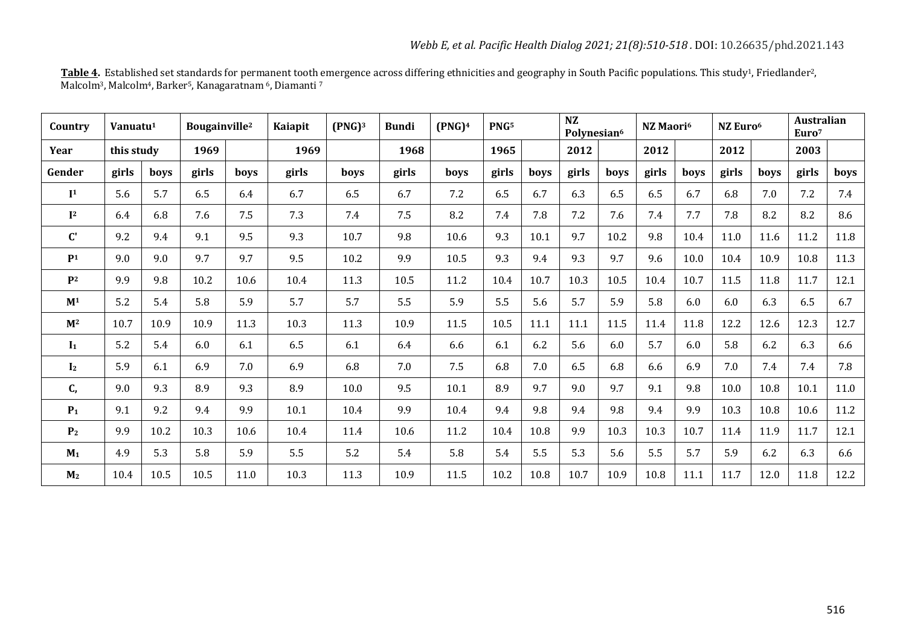**Table 4.** Established set standards for permanent tooth emergence across differing ethnicities and geography in South Pacific populations. This study[1], Friedlander[2], Malcolm[3], Malcolm[4], Barker[5], Kanagaratnam [6], Diamanti [7]

| Country | Vanuatu[1] | | Bougainville[2] | | Kaiapit | (PNG)[3] | Bundi | (PNG)[4] | PNG[5] | | NZ Polynesian[6] | | NZ Maori[6] | | NZ Euro[6] | | Australian Euro[7] | |
|---|---|---|---|---|---|---|---|---|---|---|---|---|---|---|---|---|---|---|
| **Year** | this study | | 1969 | | 1969 | | 1968 | | 1965 | | 2012 | | 2012 | | 2012 | | 2003 | |
| **Gender** | girls | boys | girls | boys | girls | boys | girls | boys | girls | boys | girls | boys | girls | boys | girls | boys | girls | boys |
| $I^1$ | 5.6 | 5.7 | 6.5 | 6.4 | 6.7 | 6.5 | 6.7 | 7.2 | 6.5 | 6.7 | 6.3 | 6.5 | 6.5 | 6.7 | 6.8 | 7.0 | 7.2 | 7.4 |
| $I^2$ | 6.4 | 6.8 | 7.6 | 7.5 | 7.3 | 7.4 | 7.5 | 8.2 | 7.4 | 7.8 | 7.2 | 7.6 | 7.4 | 7.7 | 7.8 | 8.2 | 8.2 | 8.6 |
| $C'$ | 9.2 | 9.4 | 9.1 | 9.5 | 9.3 | 10.7 | 9.8 | 10.6 | 9.3 | 10.1 | 9.7 | 10.2 | 9.8 | 10.4 | 11.0 | 11.6 | 11.2 | 11.8 |
| $P^1$ | 9.0 | 9.0 | 9.7 | 9.7 | 9.5 | 10.2 | 9.9 | 10.5 | 9.3 | 9.4 | 9.3 | 9.7 | 9.6 | 10.0 | 10.4 | 10.9 | 10.8 | 11.3 |
| $P^2$ | 9.9 | 9.8 | 10.2 | 10.6 | 10.4 | 11.3 | 10.5 | 11.2 | 10.4 | 10.7 | 10.3 | 10.5 | 10.4 | 10.7 | 11.5 | 11.8 | 11.7 | 12.1 |
| $M^1$ | 5.2 | 5.4 | 5.8 | 5.9 | 5.7 | 5.7 | 5.5 | 5.9 | 5.5 | 5.6 | 5.7 | 5.9 | 5.8 | 6.0 | 6.0 | 6.3 | 6.5 | 6.7 |
| $M^2$ | 10.7 | 10.9 | 10.9 | 11.3 | 10.3 | 11.3 | 10.9 | 11.5 | 10.5 | 11.1 | 11.1 | 11.5 | 11.4 | 11.8 | 12.2 | 12.6 | 12.3 | 12.7 |
| $I_1$ | 5.2 | 5.4 | 6.0 | 6.1 | 6.5 | 6.1 | 6.4 | 6.6 | 6.1 | 6.2 | 5.6 | 6.0 | 5.7 | 6.0 | 5.8 | 6.2 | 6.3 | 6.6 |
| $I_2$ | 5.9 | 6.1 | 6.9 | 7.0 | 6.9 | 6.8 | 7.0 | 7.5 | 6.8 | 7.0 | 6.5 | 6.8 | 6.6 | 6.9 | 7.0 | 7.4 | 7.4 | 7.8 |
| $C_,$ | 9.0 | 9.3 | 8.9 | 9.3 | 8.9 | 10.0 | 9.5 | 10.1 | 8.9 | 9.7 | 9.0 | 9.7 | 9.1 | 9.8 | 10.0 | 10.8 | 10.1 | 11.0 |
| $P_1$ | 9.1 | 9.2 | 9.4 | 9.9 | 10.1 | 10.4 | 9.9 | 10.4 | 9.4 | 9.8 | 9.4 | 9.8 | 9.4 | 9.9 | 10.3 | 10.8 | 10.6 | 11.2 |
| $P_2$ | 9.9 | 10.2 | 10.3 | 10.6 | 10.4 | 11.4 | 10.6 | 11.2 | 10.4 | 10.8 | 9.9 | 10.3 | 10.3 | 10.7 | 11.4 | 11.9 | 11.7 | 12.1 |
| $M_1$ | 4.9 | 5.3 | 5.8 | 5.9 | 5.5 | 5.2 | 5.4 | 5.8 | 5.4 | 5.5 | 5.3 | 5.6 | 5.5 | 5.7 | 5.9 | 6.2 | 6.3 | 6.6 |
| $M_2$ | 10.4 | 10.5 | 10.5 | 11.0 | 10.3 | 11.3 | 10.9 | 11.5 | 10.2 | 10.8 | 10.7 | 10.9 | 10.8 | 11.1 | 11.7 | 12.0 | 11.8 | 12.2 |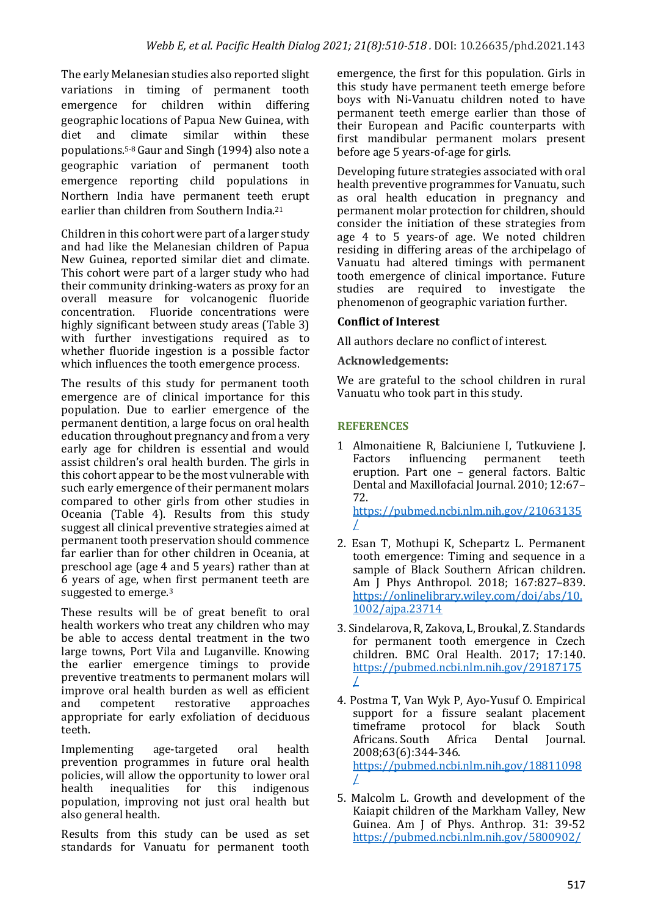The early Melanesian studies also reported slight variations in timing of permanent tooth emergence for children within differing geographic locations of Papua New Guinea, with diet and climate similar within these populations.[5-8] Gaur and Singh (1994) also note a geographic variation of permanent tooth emergence reporting child populations in Northern India have permanent teeth erupt earlier than children from Southern India.[21]

Children in this cohort were part of a larger study and had like the Melanesian children of Papua New Guinea, reported similar diet and climate. This cohort were part of a larger study who had their community drinking-waters as proxy for an overall measure for volcanogenic fluoride concentration. Fluoride concentrations were highly significant between study areas (Table 3) with further investigations required as to whether fluoride ingestion is a possible factor which influences the tooth emergence process.

The results of this study for permanent tooth emergence are of clinical importance for this population. Due to earlier emergence of the permanent dentition, a large focus on oral health education throughout pregnancy and from a very early age for children is essential and would assist children's oral health burden. The girls in this cohort appear to be the most vulnerable with such early emergence of their permanent molars compared to other girls from other studies in Oceania (Table 4). Results from this study suggest all clinical preventive strategies aimed at permanent tooth preservation should commence far earlier than for other children in Oceania, at preschool age (age 4 and 5 years) rather than at 6 years of age, when first permanent teeth are suggested to emerge.[3]

These results will be of great benefit to oral health workers who treat any children who may be able to access dental treatment in the two large towns, Port Vila and Luganville. Knowing the earlier emergence timings to provide preventive treatments to permanent molars will improve oral health burden as well as efficient and competent restorative approaches appropriate for early exfoliation of deciduous teeth.

Implementing age-targeted oral health prevention programmes in future oral health policies, will allow the opportunity to lower oral health inequalities for this indigenous population, improving not just oral health but also general health.

Results from this study can be used as set standards for Vanuatu for permanent tooth emergence, the first for this population. Girls in this study have permanent teeth emerge before boys with Ni-Vanuatu children noted to have permanent teeth emerge earlier than those of their European and Pacific counterparts with first mandibular permanent molars present before age 5 years-of-age for girls.

Developing future strategies associated with oral health preventive programmes for Vanuatu, such as oral health education in pregnancy and permanent molar protection for children, should consider the initiation of these strategies from age 4 to 5 years-of age. We noted children residing in differing areas of the archipelago of Vanuatu had altered timings with permanent tooth emergence of clinical importance. Future studies are required to investigate the phenomenon of geographic variation further.

### Conflict of Interest

All authors declare no conflict of interest.

### Acknowledgements:

We are grateful to the school children in rural Vanuatu who took part in this study.

## REFERENCES

1. Almonaitiene R, Balciuniene I, Tutkuviene J. Factors influencing permanent teeth eruption. Part one – general factors. Baltic Dental and Maxillofacial Journal. 2010; 12:67–72. https://pubmed.ncbi.nlm.nih.gov/21063135/
2. Esan T, Mothupi K, Schepartz L. Permanent tooth emergence: Timing and sequence in a sample of Black Southern African children. Am J Phys Anthropol. 2018; 167:827–839. https://onlinelibrary.wiley.com/doi/abs/10.1002/ajpa.23714
3. Sindelarova, R, Zakova, L, Broukal, Z. Standards for permanent tooth emergence in Czech children. BMC Oral Health. 2017; 17:140. https://pubmed.ncbi.nlm.nih.gov/29187175/
4. Postma T, Van Wyk P, Ayo-Yusuf O. Empirical support for a fissure sealant placement timeframe protocol for black South Africans. South Africa Dental Journal. 2008;63(6):344-346. https://pubmed.ncbi.nlm.nih.gov/18811098/
5. Malcolm L. Growth and development of the Kaiapit children of the Markham Valley, New Guinea. Am J of Phys. Anthrop. 31: 39-52 https://pubmed.ncbi.nlm.nih.gov/5800902/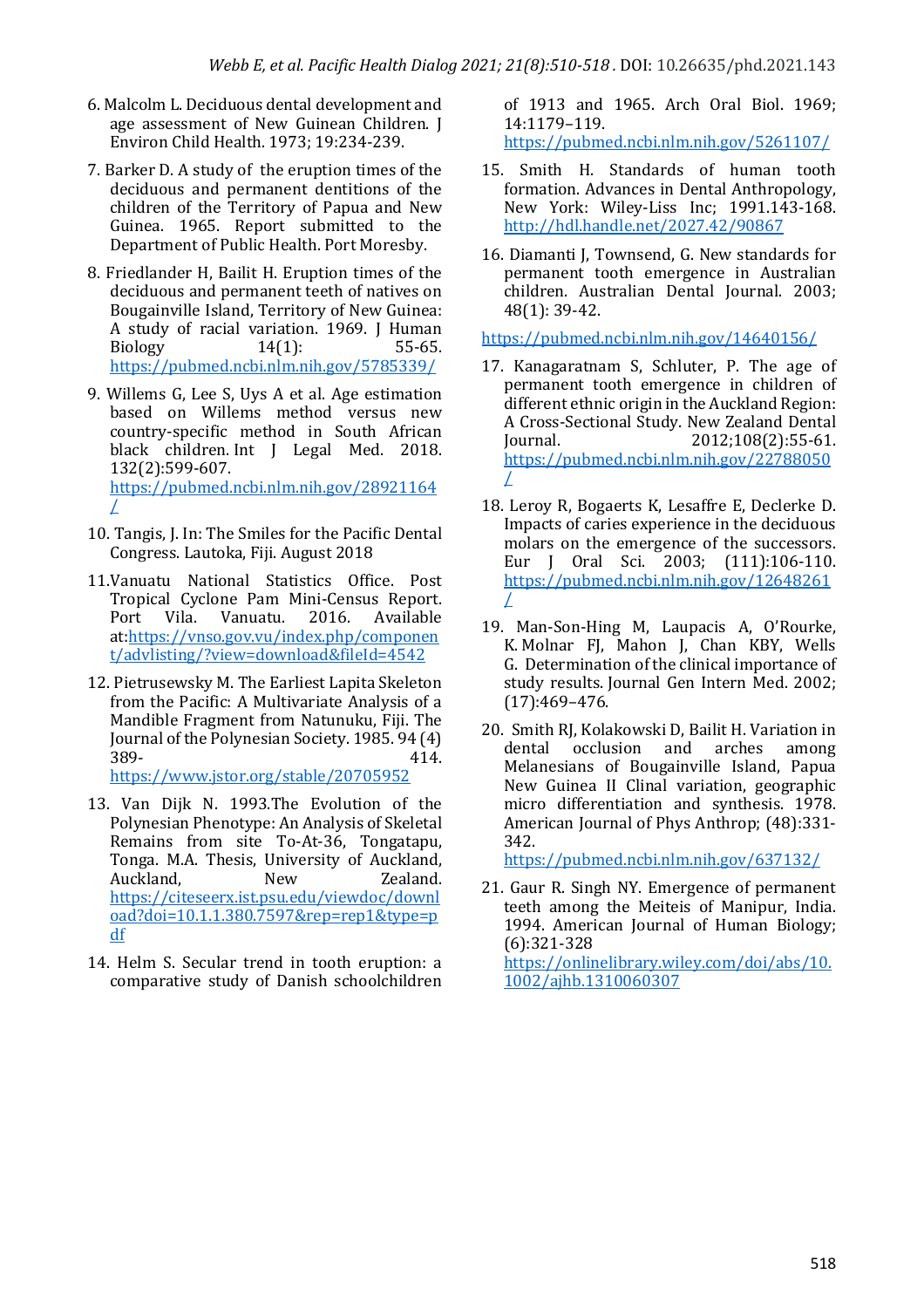6. Malcolm L. Deciduous dental development and age assessment of New Guinean Children. J Environ Child Health. 1973; 19:234-239.

7. Barker D. A study of the eruption times of the deciduous and permanent dentitions of the children of the Territory of Papua and New Guinea. 1965. Report submitted to the Department of Public Health. Port Moresby.

8. Friedlander H, Bailit H. Eruption times of the deciduous and permanent teeth of natives on Bougainville Island, Territory of New Guinea: A study of racial variation. 1969. J Human Biology 14(1): 55-65. https://pubmed.ncbi.nlm.nih.gov/5785339/

9. Willems G, Lee S, Uys A et al. Age estimation based on Willems method versus new country-specific method in South African black children. Int J Legal Med. 2018. 132(2):599-607. https://pubmed.ncbi.nlm.nih.gov/28921164/

10. Tangis, J. In: The Smiles for the Pacific Dental Congress. Lautoka, Fiji. August 2018

11. Vanuatu National Statistics Office. Post Tropical Cyclone Pam Mini-Census Report. Port Vila. Vanuatu. 2016. Available at:https://vnso.gov.vu/index.php/component/advlisting/?view=download&fileId=4542

12. Pietrusewsky M. The Earliest Lapita Skeleton from the Pacific: A Multivariate Analysis of a Mandible Fragment from Natunuku, Fiji. The Journal of the Polynesian Society. 1985. 94 (4) 389- 414. https://www.jstor.org/stable/20705952

13. Van Dijk N. 1993.The Evolution of the Polynesian Phenotype: An Analysis of Skeletal Remains from site To-At-36, Tongatapu, Tonga. M.A. Thesis, University of Auckland, Auckland, New Zealand. https://citeseerx.ist.psu.edu/viewdoc/download?doi=10.1.1.380.7597&rep=rep1&type=pdf

14. Helm S. Secular trend in tooth eruption: a comparative study of Danish schoolchildren of 1913 and 1965. Arch Oral Biol. 1969; 14:1179–119. https://pubmed.ncbi.nlm.nih.gov/5261107/

15. Smith H. Standards of human tooth formation. Advances in Dental Anthropology, New York: Wiley-Liss Inc; 1991.143-168. http://hdl.handle.net/2027.42/90867

16. Diamanti J, Townsend, G. New standards for permanent tooth emergence in Australian children. Australian Dental Journal. 2003; 48(1): 39-42. https://pubmed.ncbi.nlm.nih.gov/14640156/

17. Kanagaratnam S, Schluter, P. The age of permanent tooth emergence in children of different ethnic origin in the Auckland Region: A Cross-Sectional Study. New Zealand Dental Journal. 2012;108(2):55-61. https://pubmed.ncbi.nlm.nih.gov/22788050/

18. Leroy R, Bogaerts K, Lesaffre E, Declerke D. Impacts of caries experience in the deciduous molars on the emergence of the successors. Eur J Oral Sci. 2003; (111):106-110. https://pubmed.ncbi.nlm.nih.gov/12648261/

19. Man-Son-Hing M, Laupacis A, O'Rourke, K. Molnar FJ, Mahon J, Chan KBY, Wells G. Determination of the clinical importance of study results. Journal Gen Intern Med. 2002; (17):469–476.

20. Smith RJ, Kolakowski D, Bailit H. Variation in dental occlusion and arches among Melanesians of Bougainville Island, Papua New Guinea II Clinal variation, geographic micro differentiation and synthesis. 1978. American Journal of Phys Anthrop; (48):331-342. https://pubmed.ncbi.nlm.nih.gov/637132/

21. Gaur R. Singh NY. Emergence of permanent teeth among the Meiteis of Manipur, India. 1994. American Journal of Human Biology; (6):321-328 https://onlinelibrary.wiley.com/doi/abs/10.1002/ajhb.1310060307